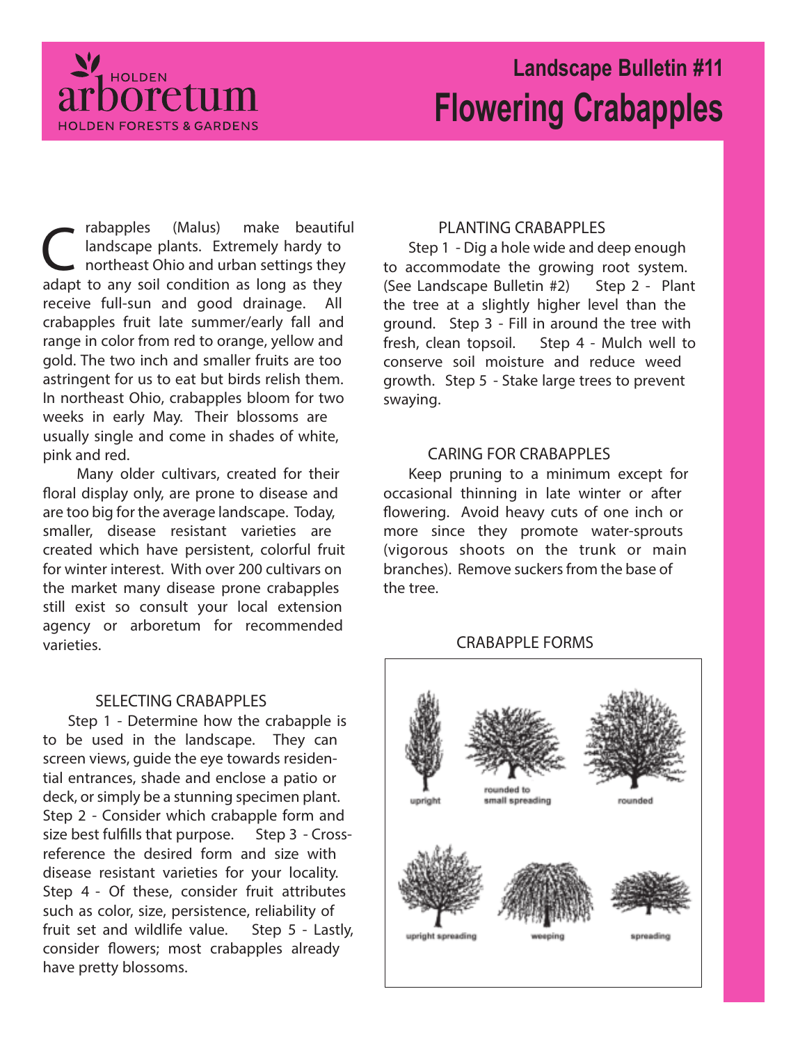HOLDEN arboretum
HOLDEN FORESTS & GARDENS

## Landscape Bulletin #11

# Flowering Crabapples

Crabapples (Malus) make beautiful landscape plants. Extremely hardy to northeast Ohio and urban settings they adapt to any soil condition as long as they receive full-sun and good drainage. All crabapples fruit late summer/early fall and range in color from red to orange, yellow and gold. The two inch and smaller fruits are too astringent for us to eat but birds relish them. In northeast Ohio, crabapples bloom for two weeks in early May. Their blossoms are usually single and come in shades of white, pink and red.

Many older cultivars, created for their floral display only, are prone to disease and are too big for the average landscape. Today, smaller, disease resistant varieties are created which have persistent, colorful fruit for winter interest. With over 200 cultivars on the market many disease prone crabapples still exist so consult your local extension agency or arboretum for recommended varieties.

### SELECTING CRABAPPLES

Step 1 - Determine how the crabapple is to be used in the landscape. They can screen views, guide the eye towards residential entrances, shade and enclose a patio or deck, or simply be a stunning specimen plant. Step 2 - Consider which crabapple form and size best fulfills that purpose. Step 3 - Cross-reference the desired form and size with disease resistant varieties for your locality. Step 4 - Of these, consider fruit attributes such as color, size, persistence, reliability of fruit set and wildlife value. Step 5 - Lastly, consider flowers; most crabapples already have pretty blossoms.

### PLANTING CRABAPPLES

Step 1 - Dig a hole wide and deep enough to accommodate the growing root system. (See Landscape Bulletin #2) Step 2 - Plant the tree at a slightly higher level than the ground. Step 3 - Fill in around the tree with fresh, clean topsoil. Step 4 - Mulch well to conserve soil moisture and reduce weed growth. Step 5 - Stake large trees to prevent swaying.

### CARING FOR CRABAPPLES

Keep pruning to a minimum except for occasional thinning in late winter or after flowering. Avoid heavy cuts of one inch or more since they promote water-sprouts (vigorous shoots on the trunk or main branches). Remove suckers from the base of the tree.

### CRABAPPLE FORMS

upright

rounded to small spreading

rounded

upright spreading

weeping

spreading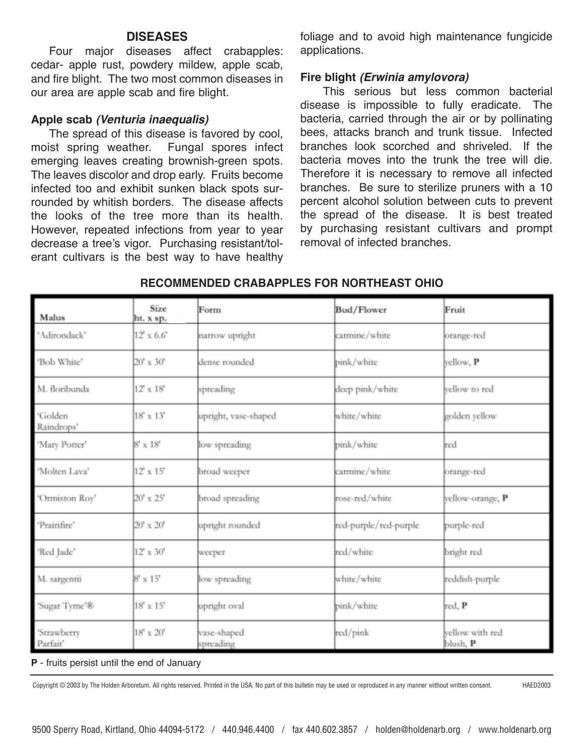## DISEASES

Four major diseases affect crabapples: cedar- apple rust, powdery mildew, apple scab, and fire blight. The two most common diseases in our area are apple scab and fire blight.

### Apple scab *(Venturia inaequalis)*

The spread of this disease is favored by cool, moist spring weather. Fungal spores infect emerging leaves creating brownish-green spots. The leaves discolor and drop early. Fruits become infected too and exhibit sunken black spots surrounded by whitish borders. The disease affects the looks of the tree more than its health. However, repeated infections from year to year decrease a tree's vigor. Purchasing resistant/tolerant cultivars is the best way to have healthy foliage and to avoid high maintenance fungicide applications.

### Fire blight *(Erwinia amylovora)*

This serious but less common bacterial disease is impossible to fully eradicate. The bacteria, carried through the air or by pollinating bees, attacks branch and trunk tissue. Infected branches look scorched and shriveled. If the bacteria moves into the trunk the tree will die. Therefore it is necessary to remove all infected branches. Be sure to sterilize pruners with a 10 percent alcohol solution between cuts to prevent the spread of the disease. It is best treated by purchasing resistant cultivars and prompt removal of infected branches.

## RECOMMENDED CRABAPPLES FOR NORTHEAST OHIO

| Malus | Size ht. x sp. | Form | Bud/Flower | Fruit |
|---|---|---|---|---|
| 'Adirondack' | 12' x 6.6' | narrow upright | carmine/white | orange-red |
| 'Bob White' | 20' x 30' | dense rounded | pink/white | yellow, **P** |
| M. floribunda | 12' x 18' | spreading | deep pink/white | yellow to red |
| 'Golden Raindrops' | 18' x 13' | upright, vase-shaped | white/white | golden yellow |
| 'Mary Potter' | 8' x 18' | low spreading | pink/white | red |
| 'Molten Lava' | 12' x 15' | broad weeper | carmine/white | orange-red |
| 'Ormiston Roy' | 20' x 25' | broad spreading | rose-red/white | yellow-orange, **P** |
| 'Prairifire' | 20' x 20' | upright rounded | red-purple/red-purple | purple-red |
| 'Red Jade' | 12' x 30' | weeper | red/white | bright red |
| M. sargentii | 8' x 15' | low spreading | white/white | reddish-purple |
| 'Sugar Tyme'® | 18' x 15' | upright oval | pink/white | red, **P** |
| 'Strawberry Parfait' | 18' x 20' | vase-shaped spreading | red/pink | yellow with red blush, **P** |

**P** - fruits persist until the end of January

Copyright © 2003 by The Holden Arboretum. All rights reserved. Printed in the USA. No part of this bulletin may be used or reproduced in any manner without written consent. HAED2003

9500 Sperry Road, Kirtland, Ohio 44094-5172 / 440.946.4400 / fax 440.602.3857 / holden@holdenarb.org / www.holdenarb.org